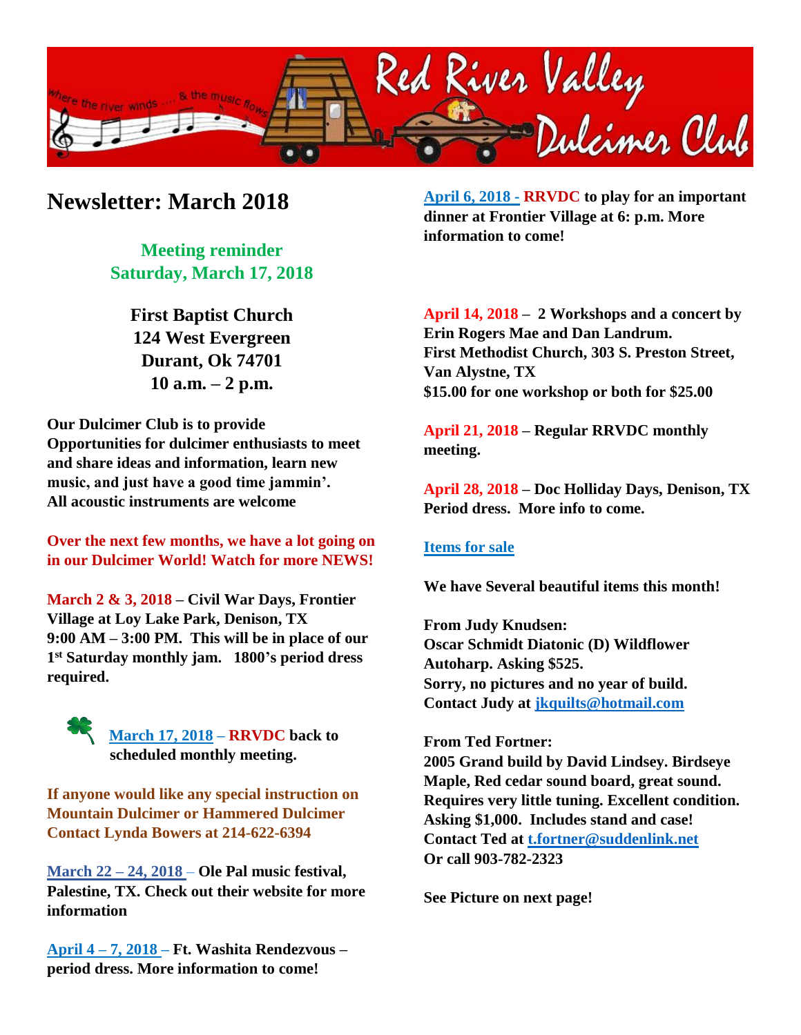# Newsletter: March 2018

**Meeting reminder**
**Saturday, March 17, 2018**

**First Baptist Church**
**124 West Evergreen**
**Durant, Ok 74701**
**10 a.m. – 2 p.m.**

**Our Dulcimer Club is to provide Opportunities for dulcimer enthusiasts to meet and share ideas and information, learn new music, and just have a good time jammin'. All acoustic instruments are welcome**

**Over the next few months, we have a lot going on in our Dulcimer World! Watch for more NEWS!**

**March 2 & 3, 2018 – Civil War Days, Frontier Village at Loy Lake Park, Denison, TX 9:00 AM – 3:00 PM. This will be in place of our 1st Saturday monthly jam. 1800's period dress required.**

**March 17, 2018 – RRVDC back to scheduled monthly meeting.**

**If anyone would like any special instruction on Mountain Dulcimer or Hammered Dulcimer Contact Lynda Bowers at 214-622-6394**

**March 22 – 24, 2018 – Ole Pal music festival, Palestine, TX. Check out their website for more information**

**April 4 – 7, 2018 – Ft. Washita Rendezvous – period dress. More information to come!**

**April 6, 2018 - RRVDC to play for an important dinner at Frontier Village at 6: p.m. More information to come!**

**April 14, 2018 – 2 Workshops and a concert by Erin Rogers Mae and Dan Landrum. First Methodist Church, 303 S. Preston Street, Van Alystne, TX $15.00 for one workshop or both for $25.00**

**April 21, 2018 – Regular RRVDC monthly meeting.**

**April 28, 2018 – Doc Holliday Days, Denison, TX Period dress. More info to come.**

**Items for sale**

**We have Several beautiful items this month!**

**From Judy Knudsen:**
**Oscar Schmidt Diatonic (D) Wildflower Autoharp. Asking $525.**
**Sorry, no pictures and no year of build.**
**Contact Judy at jkquilts@hotmail.com**

**From Ted Fortner:**
**2005 Grand build by David Lindsey. Birdseye Maple, Red cedar sound board, great sound. Requires very little tuning. Excellent condition. Asking $1,000. Includes stand and case!**
**Contact Ted at t.fortner@suddenlink.net**
**Or call 903-782-2323**

**See Picture on next page!**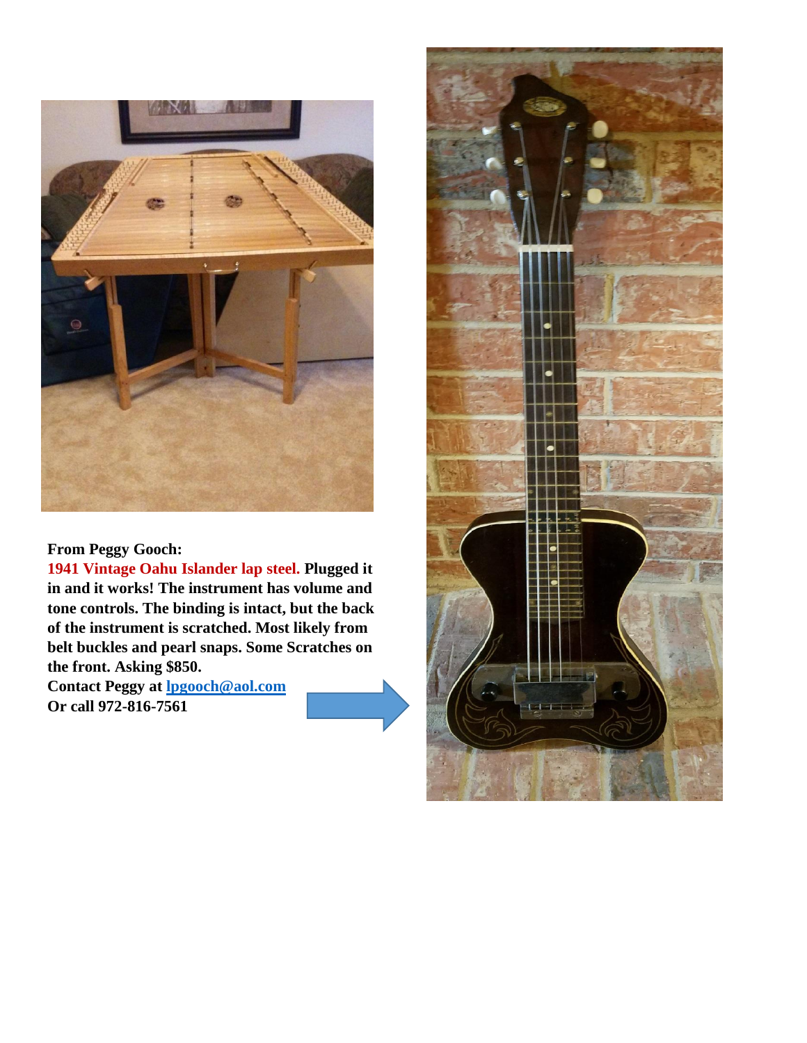**From Peggy Gooch:**
**1941 Vintage Oahu Islander lap steel. Plugged it in and it works! The instrument has volume and tone controls. The binding is intact, but the back of the instrument is scratched. Most likely from belt buckles and pearl snaps. Some Scratches on the front. Asking $850.**
**Contact Peggy at lpgooch@aol.com**
**Or call 972-816-7561**